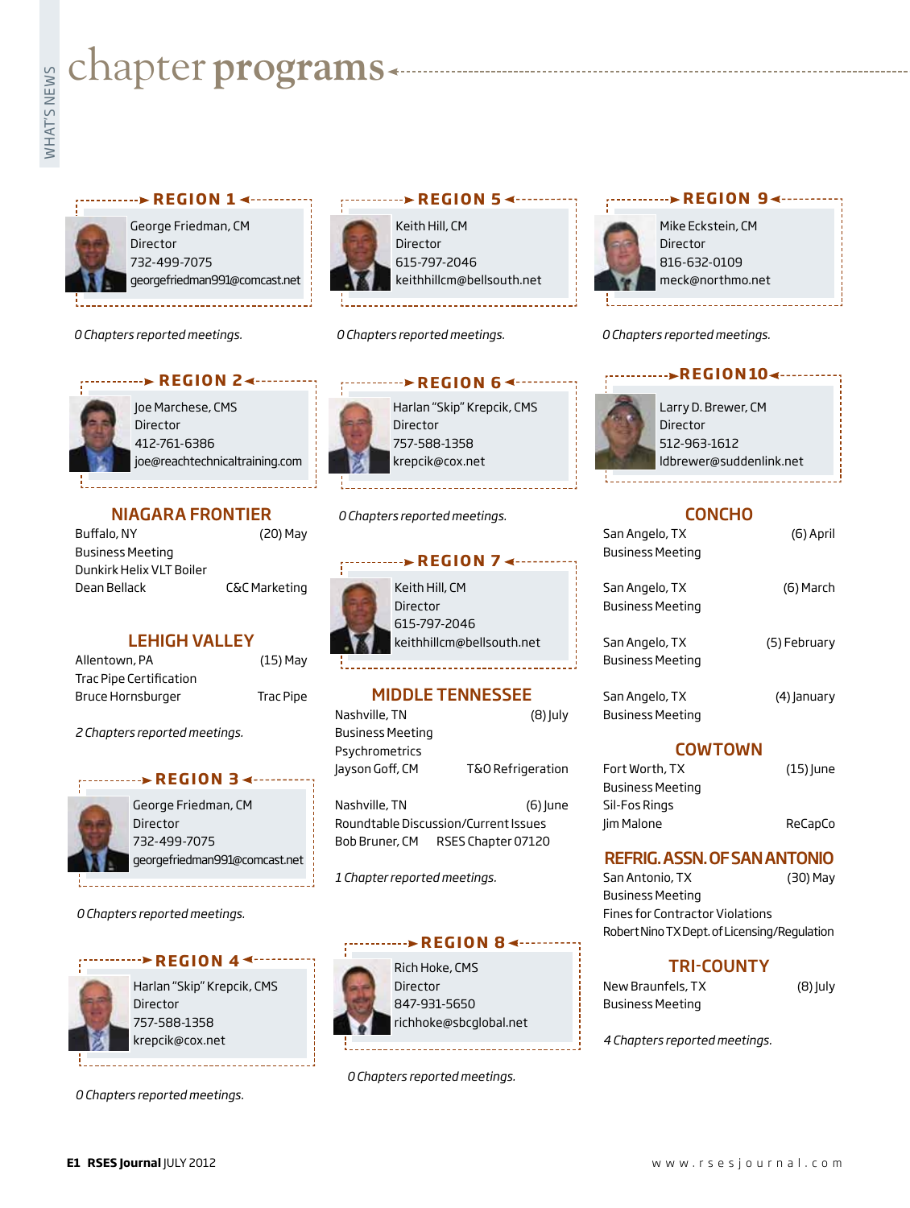# chapter programs

## REGION 1

George Friedman, CM
Director
732-499-7075
georgefriedman991@comcast.net

*0 Chapters reported meetings.*

## REGION 2

Joe Marchese, CMS
Director
412-761-6386
joe@reachtechnicaltraining.com

### NIAGARA FRONTIER

Buffalo, NY (20) May
Business Meeting
Dunkirk Helix VLT Boiler
Dean Bellack C&C Marketing

### LEHIGH VALLEY

Allentown, PA (15) May
Trac Pipe Certification
Bruce Hornsburger Trac Pipe

*2 Chapters reported meetings.*

## REGION 3

George Friedman, CM
Director
732-499-7075
georgefriedman991@comcast.net

*0 Chapters reported meetings.*

## REGION 4

Harlan "Skip" Krepcik, CMS
Director
757-588-1358
krepcik@cox.net

*0 Chapters reported meetings.*

## REGION 5

Keith Hill, CM
Director
615-797-2046
keithhillcm@bellsouth.net

*0 Chapters reported meetings.*

## REGION 6

Harlan "Skip" Krepcik, CMS
Director
757-588-1358
krepcik@cox.net

*0 Chapters reported meetings.*

## REGION 7

Keith Hill, CM
Director
615-797-2046
keithhillcm@bellsouth.net

### MIDDLE TENNESSEE

Nashville, TN (8) July
Business Meeting
Psychrometrics
Jayson Goff, CM T&O Refrigeration

Nashville, TN (6) June
Roundtable Discussion/Current Issues
Bob Bruner, CM RSES Chapter 07120

*1 Chapter reported meetings.*

## REGION 8

Rich Hoke, CMS
Director
847-931-5650
richhoke@sbcglobal.net

*0 Chapters reported meetings.*

## REGION 9

Mike Eckstein, CM
Director
816-632-0109
meck@northmo.net

*0 Chapters reported meetings.*

## REGION 10

Larry D. Brewer, CM
Director
512-963-1612
ldbrewer@suddenlink.net

### CONCHO

San Angelo, TX (6) April
Business Meeting

San Angelo, TX (6) March
Business Meeting

San Angelo, TX (5) February
Business Meeting

San Angelo, TX (4) January
Business Meeting

### COWTOWN

Fort Worth, TX (15) June
Business Meeting
Sil-Fos Rings
Jim Malone ReCapCo

### REFRIG. ASSN. OF SAN ANTONIO

San Antonio, TX (30) May
Business Meeting
Fines for Contractor Violations
Robert Nino TX Dept. of Licensing/Regulation

### TRI-COUNTY

New Braunfels, TX (8) July
Business Meeting

*4 Chapters reported meetings.*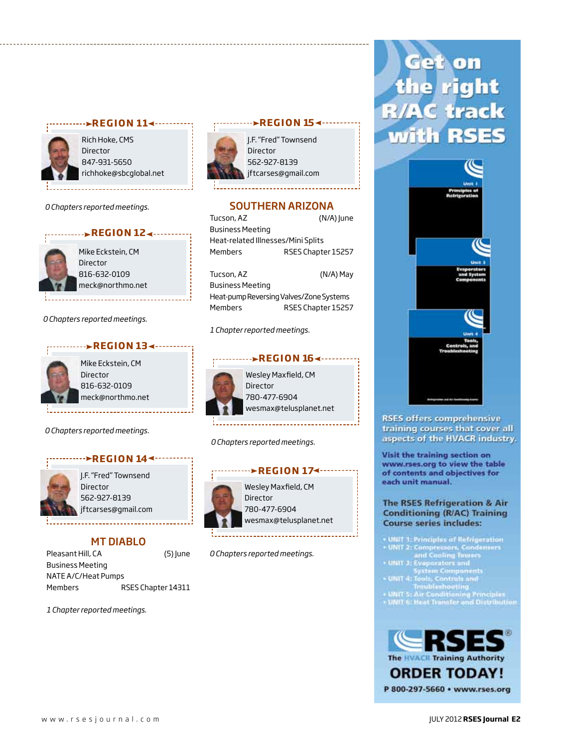## REGION 11

Rich Hoke, CMS
Director
847-931-5650
richhoke@sbcglobal.net

*0 Chapters reported meetings.*

## REGION 12

Mike Eckstein, CM
Director
816-632-0109
meck@northmo.net

*0 Chapters reported meetings.*

## REGION 13

Mike Eckstein, CM
Director
816-632-0109
meck@northmo.net

*0 Chapters reported meetings.*

## REGION 14

J.F. "Fred" Townsend
Director
562-927-8139
jftcarses@gmail.com

### MT DIABLO

Pleasant Hill, CA (5) June
Business Meeting
NATE A/C/Heat Pumps
Members RSES Chapter 14311

*1 Chapter reported meetings.*

## REGION 15

J.F. "Fred" Townsend
Director
562-927-8139
jftcarses@gmail.com

### SOUTHERN ARIZONA

Tucson, AZ (N/A) June
Business Meeting
Heat-related Illnesses/Mini Splits
Members RSES Chapter 15257

Tucson, AZ (N/A) May
Business Meeting
Heat-pump Reversing Valves/Zone Systems
Members RSES Chapter 15257

*1 Chapter reported meetings.*

## REGION 16

Wesley Maxfield, CM
Director
780-477-6904
wesmax@telusplanet.net

*0 Chapters reported meetings.*

## REGION 17

Wesley Maxfield, CM
Director
780-477-6904
wesmax@telusplanet.net

*0 Chapters reported meetings.*

---

# Get on the right R/AC track with RSES

Unit 1 Principles of Refrigeration

Unit 3 Evaporators and System Components

Unit 4 Tools, Controls, and Troubleshooting

**RSES offers comprehensive training courses that cover all aspects of the HVACR industry.**

**Visit the training section on www.rses.org to view the table of contents and objectives for each unit manual.**

**The RSES Refrigeration & Air Conditioning (R/AC) Training Course series includes:**

- UNIT 1: Principles of Refrigeration
- UNIT 2: Compressors, Condensers and Cooling Towers
- UNIT 3: Evaporators and System Components
- UNIT 4: Tools, Controls and Troubleshooting
- UNIT 5: Air Conditioning Principles
- UNIT 6: Heat Transfer and Distribution

**RSES®**
The HVACR Training Authority

**ORDER TODAY!**

P 800-297-5660 • www.rses.org